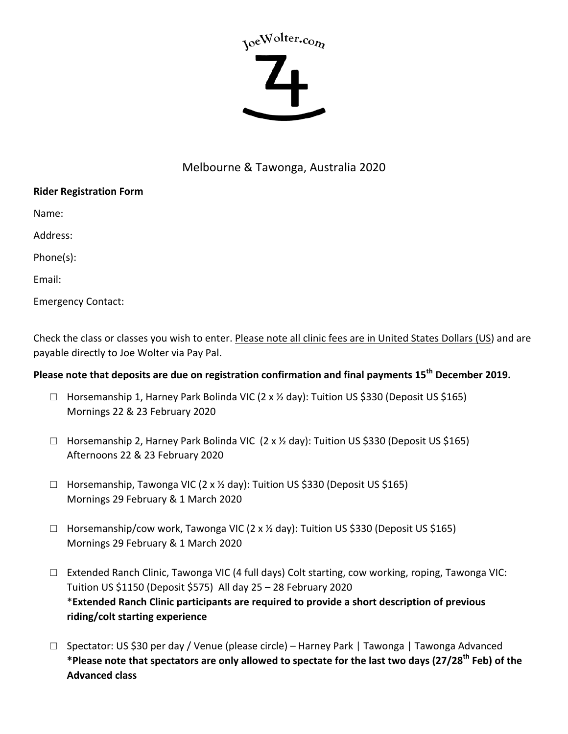JoeWolter.com

# Melbourne & Tawonga, Australia 2020

**Rider Registration Form**

Name:

Address:

Phone(s):

Email:

Emergency Contact:

Check the class or classes you wish to enter. Please note all clinic fees are in United States Dollars (US) and are payable directly to Joe Wolter via Pay Pal.

**Please note that deposits are due on registration confirmation and final payments 15th December 2019.**

- ☐ Horsemanship 1, Harney Park Bolinda VIC (2 x ½ day): Tuition US $330 (Deposit US $165) Mornings 22 & 23 February 2020

- ☐ Horsemanship 2, Harney Park Bolinda VIC (2 x ½ day): Tuition US $330 (Deposit US $165) Afternoons 22 & 23 February 2020

- ☐ Horsemanship, Tawonga VIC (2 x ½ day): Tuition US $330 (Deposit US $165) Mornings 29 February & 1 March 2020

- ☐ Horsemanship/cow work, Tawonga VIC (2 x ½ day): Tuition US $330 (Deposit US $165) Mornings 29 February & 1 March 2020

- ☐ Extended Ranch Clinic, Tawonga VIC (4 full days) Colt starting, cow working, roping, Tawonga VIC: Tuition US $1150 (Deposit $575) All day 25 – 28 February 2020
  *__Extended Ranch Clinic participants are required to provide a short description of previous riding/colt starting experience__

- ☐ Spectator: US $30 per day / Venue (please circle) – Harney Park | Tawonga | Tawonga Advanced
  ***Please note that spectators are only allowed to spectate for the last two days (27/28th Feb) of the Advanced class**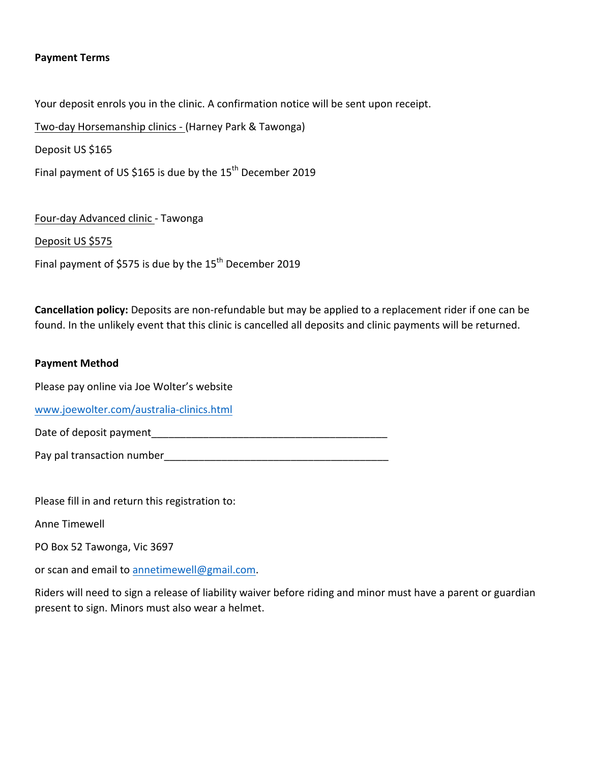**Payment Terms**

Your deposit enrols you in the clinic. A confirmation notice will be sent upon receipt.

Two-day Horsemanship clinics - (Harney Park & Tawonga)

Deposit US $165

Final payment of US $165 is due by the 15th December 2019

Four-day Advanced clinic - Tawonga

Deposit US $575

Final payment of $575 is due by the 15th December 2019

**Cancellation policy:** Deposits are non-refundable but may be applied to a replacement rider if one can be found. In the unlikely event that this clinic is cancelled all deposits and clinic payments will be returned.

**Payment Method**

Please pay online via Joe Wolter's website

www.joewolter.com/australia-clinics.html

Date of deposit payment_________________________________________

Pay pal transaction number______________________________________

Please fill in and return this registration to:

Anne Timewell

PO Box 52 Tawonga, Vic 3697

or scan and email to annetimewell@gmail.com.

Riders will need to sign a release of liability waiver before riding and minor must have a parent or guardian present to sign. Minors must also wear a helmet.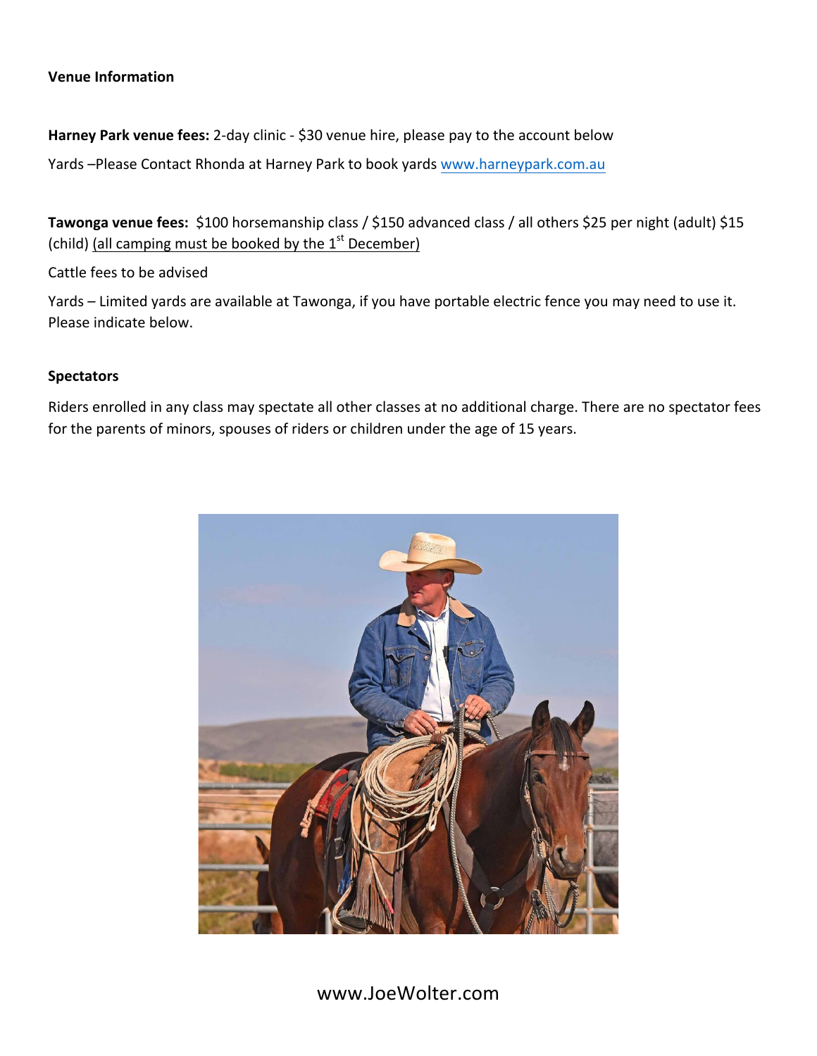**Venue Information**

**Harney Park venue fees:** 2-day clinic - $30 venue hire, please pay to the account below

Yards –Please Contact Rhonda at Harney Park to book yards [www.harneypark.com.au](http://www.harneypark.com.au)

**Tawonga venue fees:** $100 horsemanship class / $150 advanced class / all others $25 per night (adult) $15 (child) (all camping must be booked by the 1st December)

Cattle fees to be advised

Yards – Limited yards are available at Tawonga, if you have portable electric fence you may need to use it. Please indicate below.

**Spectators**

Riders enrolled in any class may spectate all other classes at no additional charge. There are no spectator fees for the parents of minors, spouses of riders or children under the age of 15 years.

www.JoeWolter.com